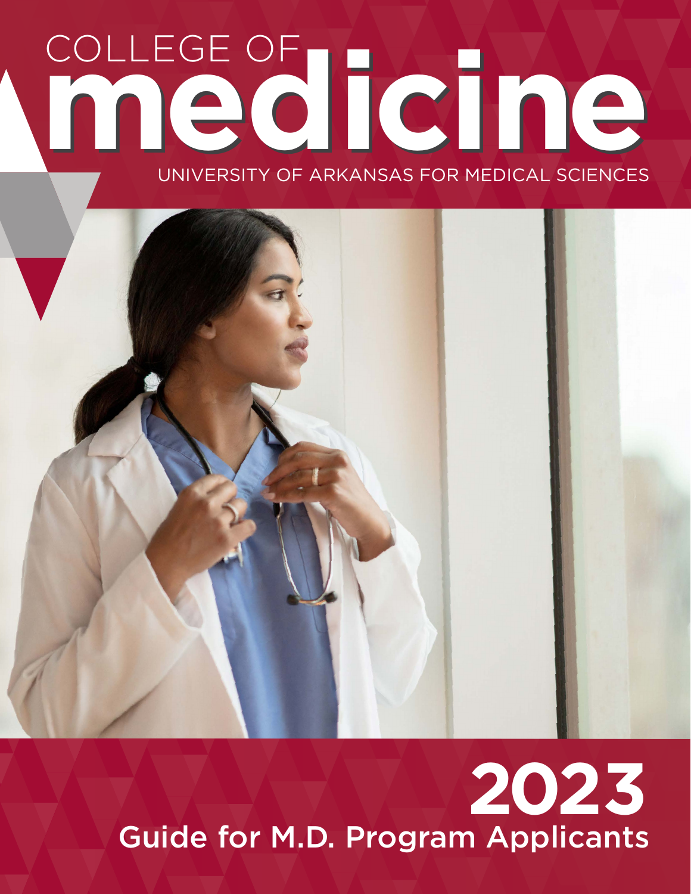# COLLEGE OF medicine

UNIVERSITY OF ARKANSAS FOR MEDICAL SCIENCES

# 2023

## Guide for M.D. Program Applicants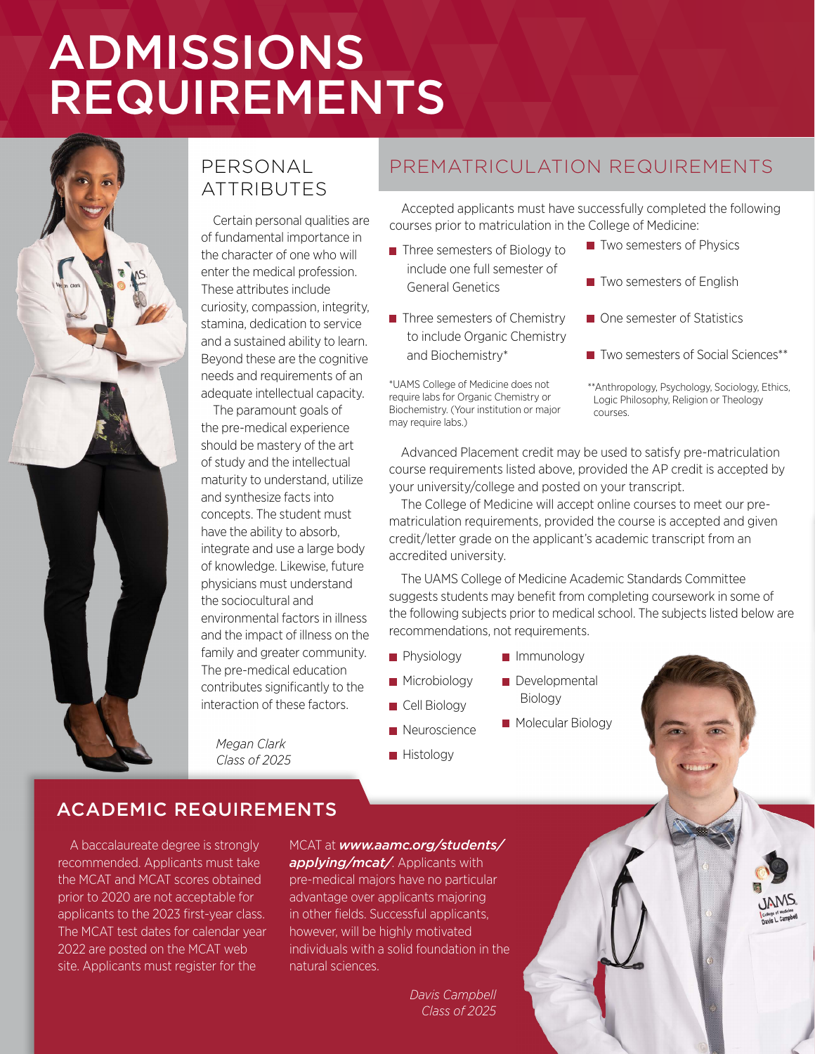# ADMISSIONS REQUIREMENTS

## PERSONAL ATTRIBUTES

Certain personal qualities are of fundamental importance in the character of one who will enter the medical profession. These attributes include curiosity, compassion, integrity, stamina, dedication to service and a sustained ability to learn. Beyond these are the cognitive needs and requirements of an adequate intellectual capacity.

The paramount goals of the pre-medical experience should be mastery of the art of study and the intellectual maturity to understand, utilize and synthesize facts into concepts. The student must have the ability to absorb, integrate and use a large body of knowledge. Likewise, future physicians must understand the sociocultural and environmental factors in illness and the impact of illness on the family and greater community. The pre-medical education contributes significantly to the interaction of these factors.

*Megan Clark*
*Class of 2025*

## PREMATRICULATION REQUIREMENTS

Accepted applicants must have successfully completed the following courses prior to matriculation in the College of Medicine:

- Three semesters of Biology to include one full semester of General Genetics
- Three semesters of Chemistry to include Organic Chemistry and Biochemistry*
- Two semesters of Physics
- Two semesters of English
- One semester of Statistics
- Two semesters of Social Sciences**

*UAMS College of Medicine does not require labs for Organic Chemistry or Biochemistry. (Your institution or major may require labs.)

**Anthropology, Psychology, Sociology, Ethics, Logic Philosophy, Religion or Theology courses.

Advanced Placement credit may be used to satisfy pre-matriculation course requirements listed above, provided the AP credit is accepted by your university/college and posted on your transcript.

The College of Medicine will accept online courses to meet our pre-matriculation requirements, provided the course is accepted and given credit/letter grade on the applicant's academic transcript from an accredited university.

The UAMS College of Medicine Academic Standards Committee suggests students may benefit from completing coursework in some of the following subjects prior to medical school. The subjects listed below are recommendations, not requirements.

- Physiology
- Microbiology
- Cell Biology
- Neuroscience
- Histology
- Immunology
- Developmental Biology
- Molecular Biology

## ACADEMIC REQUIREMENTS

A baccalaureate degree is strongly recommended. Applicants must take the MCAT and MCAT scores obtained prior to 2020 are not acceptable for applicants to the 2023 first-year class. The MCAT test dates for calendar year 2022 are posted on the MCAT web site. Applicants must register for the MCAT at ***www.aamc.org/students/applying/mcat/***. Applicants with pre-medical majors have no particular advantage over applicants majoring in other fields. Successful applicants, however, will be highly motivated individuals with a solid foundation in the natural sciences.

*Davis Campbell*
*Class of 2025*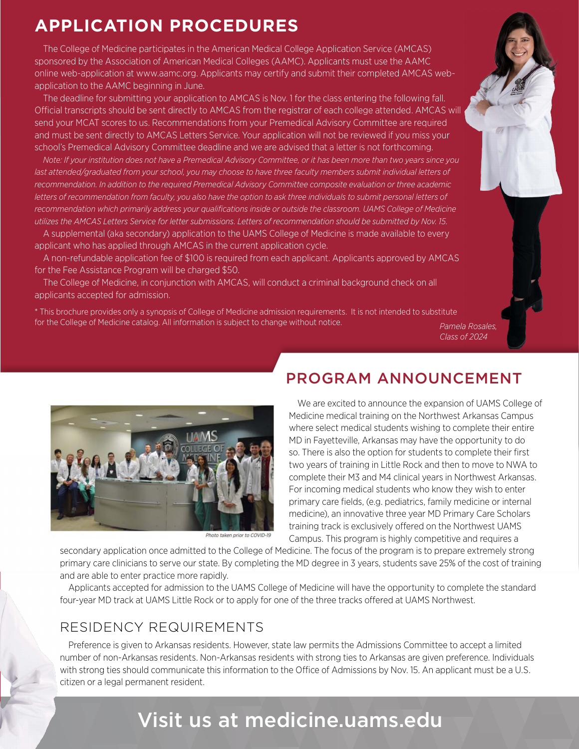# APPLICATION PROCEDURES

The College of Medicine participates in the American Medical College Application Service (AMCAS) sponsored by the Association of American Medical Colleges (AAMC). Applicants must use the AAMC online web-application at www.aamc.org. Applicants may certify and submit their completed AMCAS web-application to the AAMC beginning in June.

The deadline for submitting your application to AMCAS is Nov. 1 for the class entering the following fall. Official transcripts should be sent directly to AMCAS from the registrar of each college attended. AMCAS will send your MCAT scores to us. Recommendations from your Premedical Advisory Committee are required and must be sent directly to AMCAS Letters Service. Your application will not be reviewed if you miss your school's Premedical Advisory Committee deadline and we are advised that a letter is not forthcoming.

*Note: If your institution does not have a Premedical Advisory Committee, or it has been more than two years since you last attended/graduated from your school, you may choose to have three faculty members submit individual letters of recommendation. In addition to the required Premedical Advisory Committee composite evaluation or three academic letters of recommendation from faculty, you also have the option to ask three individuals to submit personal letters of recommendation which primarily address your qualifications inside or outside the classroom. UAMS College of Medicine utilizes the AMCAS Letters Service for letter submissions. Letters of recommendation should be submitted by Nov. 15.*

A supplemental (aka secondary) application to the UAMS College of Medicine is made available to every applicant who has applied through AMCAS in the current application cycle.

A non-refundable application fee of $100 is required from each applicant. Applicants approved by AMCAS for the Fee Assistance Program will be charged $50.

The College of Medicine, in conjunction with AMCAS, will conduct a criminal background check on all applicants accepted for admission.

* This brochure provides only a synopsis of College of Medicine admission requirements. It is not intended to substitute for the College of Medicine catalog. All information is subject to change without notice.

*Pamela Rosales, Class of 2024*

## PROGRAM ANNOUNCEMENT

*Photo taken prior to COVID-19*

We are excited to announce the expansion of UAMS College of Medicine medical training on the Northwest Arkansas Campus where select medical students wishing to complete their entire MD in Fayetteville, Arkansas may have the opportunity to do so. There is also the option for students to complete their first two years of training in Little Rock and then to move to NWA to complete their M3 and M4 clinical years in Northwest Arkansas. For incoming medical students who know they wish to enter primary care fields, (e.g. pediatrics, family medicine or internal medicine), an innovative three year MD Primary Care Scholars training track is exclusively offered on the Northwest UAMS Campus. This program is highly competitive and requires a secondary application once admitted to the College of Medicine. The focus of the program is to prepare extremely strong primary care clinicians to serve our state. By completing the MD degree in 3 years, students save 25% of the cost of training and are able to enter practice more rapidly.

Applicants accepted for admission to the UAMS College of Medicine will have the opportunity to complete the standard four-year MD track at UAMS Little Rock or to apply for one of the three tracks offered at UAMS Northwest.

## RESIDENCY REQUIREMENTS

Preference is given to Arkansas residents. However, state law permits the Admissions Committee to accept a limited number of non-Arkansas residents. Non-Arkansas residents with strong ties to Arkansas are given preference. Individuals with strong ties should communicate this information to the Office of Admissions by Nov. 15. An applicant must be a U.S. citizen or a legal permanent resident.

**Visit us at medicine.uams.edu**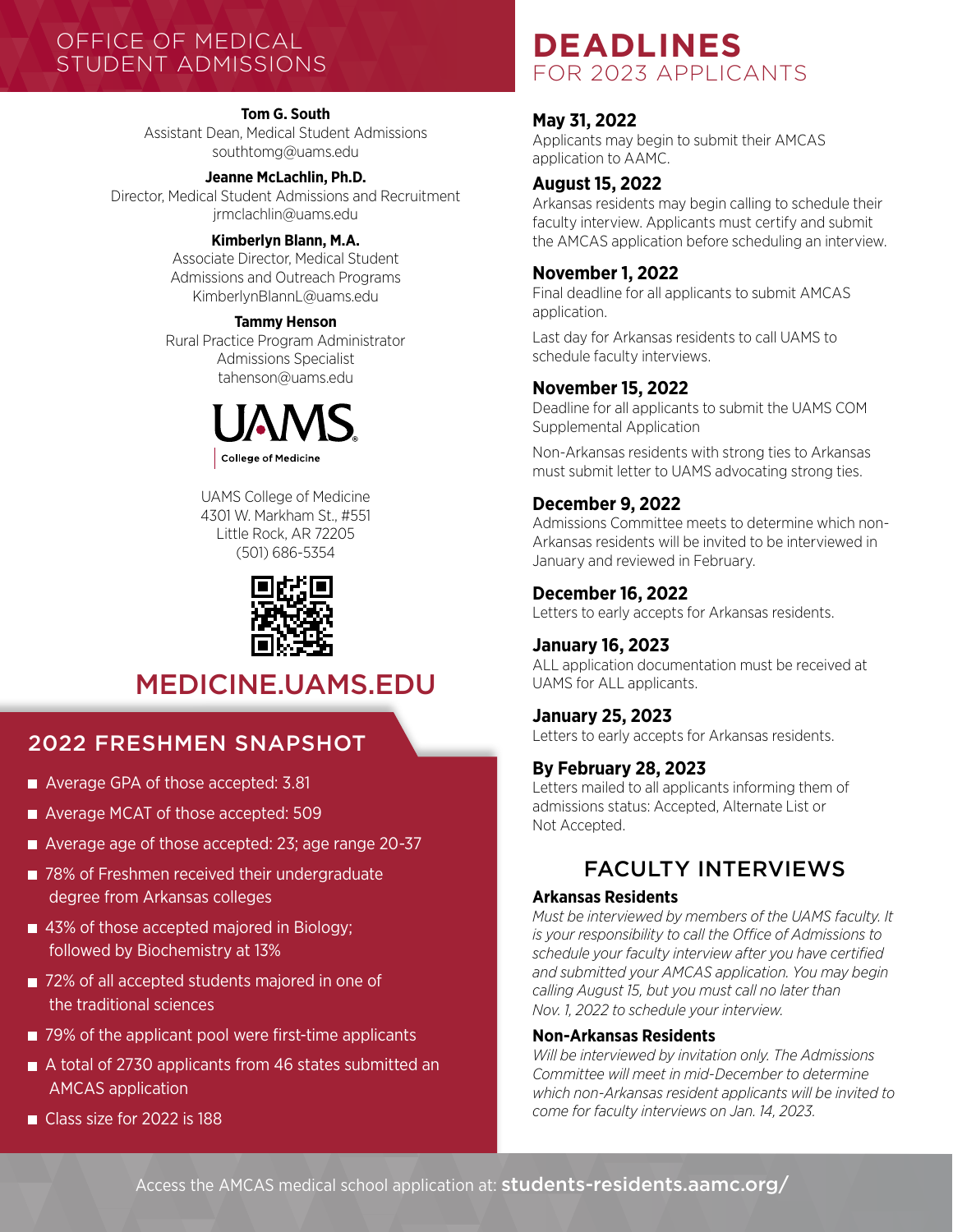# OFFICE OF MEDICAL STUDENT ADMISSIONS

**Tom G. South**
Assistant Dean, Medical Student Admissions
southtomg@uams.edu

**Jeanne McLachlin, Ph.D.**
Director, Medical Student Admissions and Recruitment
jrmclachlin@uams.edu

**Kimberlyn Blann, M.A.**
Associate Director, Medical Student Admissions and Outreach Programs
KimberlynBlannL@uams.edu

**Tammy Henson**
Rural Practice Program Administrator
Admissions Specialist
tahenson@uams.edu

UAMS College of Medicine

UAMS College of Medicine
4301 W. Markham St., #551
Little Rock, AR 72205
(501) 686-5354

## MEDICINE.UAMS.EDU

## 2022 FRESHMEN SNAPSHOT

- Average GPA of those accepted: 3.81
- Average MCAT of those accepted: 509
- Average age of those accepted: 23; age range 20-37
- 78% of Freshmen received their undergraduate degree from Arkansas colleges
- 43% of those accepted majored in Biology; followed by Biochemistry at 13%
- 72% of all accepted students majored in one of the traditional sciences
- 79% of the applicant pool were first-time applicants
- A total of 2730 applicants from 46 states submitted an AMCAS application
- Class size for 2022 is 188

# DEADLINES FOR 2023 APPLICANTS

**May 31, 2022**
Applicants may begin to submit their AMCAS application to AAMC.

**August 15, 2022**
Arkansas residents may begin calling to schedule their faculty interview. Applicants must certify and submit the AMCAS application before scheduling an interview.

**November 1, 2022**
Final deadline for all applicants to submit AMCAS application.

Last day for Arkansas residents to call UAMS to schedule faculty interviews.

**November 15, 2022**
Deadline for all applicants to submit the UAMS COM Supplemental Application

Non-Arkansas residents with strong ties to Arkansas must submit letter to UAMS advocating strong ties.

**December 9, 2022**
Admissions Committee meets to determine which non-Arkansas residents will be invited to be interviewed in January and reviewed in February.

**December 16, 2022**
Letters to early accepts for Arkansas residents.

**January 16, 2023**
ALL application documentation must be received at UAMS for ALL applicants.

**January 25, 2023**
Letters to early accepts for Arkansas residents.

**By February 28, 2023**
Letters mailed to all applicants informing them of admissions status: Accepted, Alternate List or Not Accepted.

## FACULTY INTERVIEWS

**Arkansas Residents**
*Must be interviewed by members of the UAMS faculty. It is your responsibility to call the Office of Admissions to schedule your faculty interview after you have certified and submitted your AMCAS application. You may begin calling August 15, but you must call no later than Nov. 1, 2022 to schedule your interview.*

**Non-Arkansas Residents**
*Will be interviewed by invitation only. The Admissions Committee will meet in mid-December to determine which non-Arkansas resident applicants will be invited to come for faculty interviews on Jan. 14, 2023.*

Access the AMCAS medical school application at: **students-residents.aamc.org/**